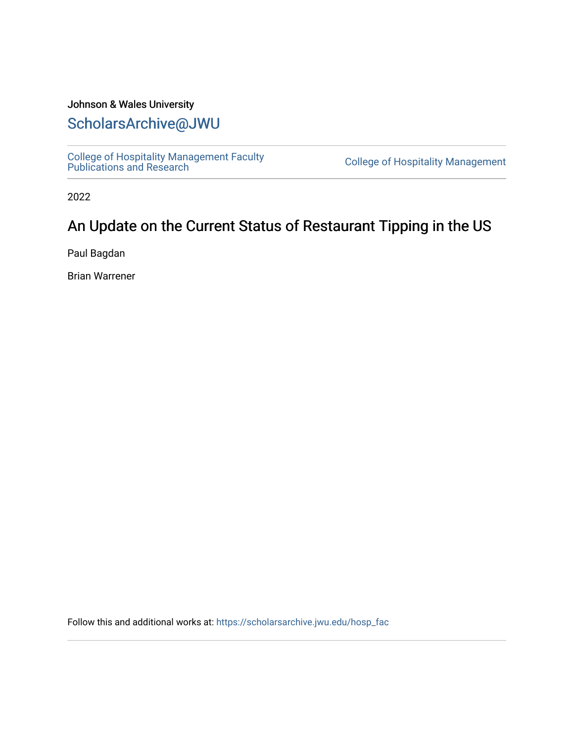Johnson & Wales University

## ScholarsArchive@JWU

College of Hospitality Management Faculty Publications and Research

College of Hospitality Management

2022

# An Update on the Current Status of Restaurant Tipping in the US

Paul Bagdan

Brian Warrener

Follow this and additional works at: https://scholarsarchive.jwu.edu/hosp_fac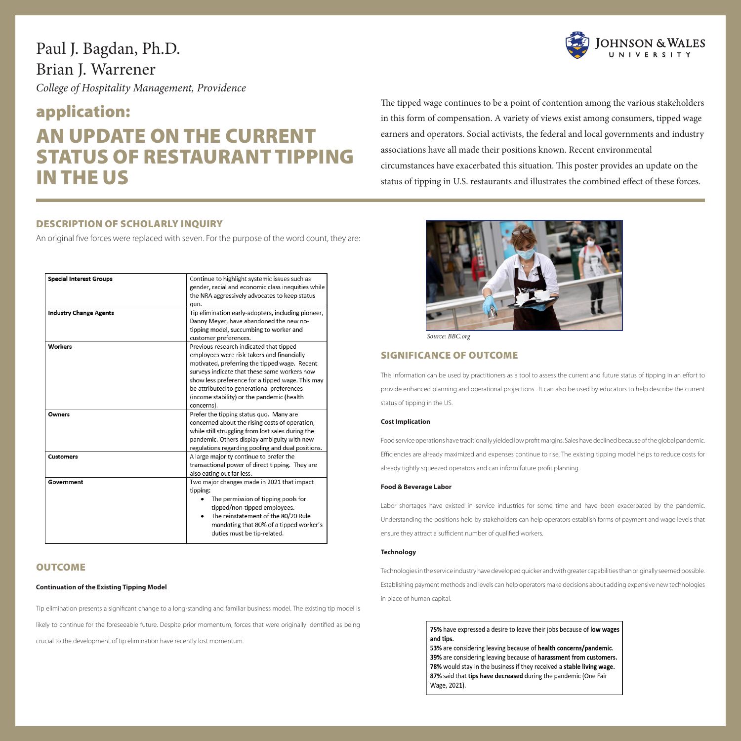Paul J. Bagdan, Ph.D.

Brian J. Warrener

*College of Hospitality Management, Providence*

JOHNSON & WALES UNIVERSITY

# application:

# AN UPDATE ON THE CURRENT STATUS OF RESTAURANT TIPPING IN THE US

The tipped wage continues to be a point of contention among the various stakeholders in this form of compensation. A variety of views exist among consumers, tipped wage earners and operators. Social activists, the federal and local governments and industry associations have all made their positions known. Recent environmental circumstances have exacerbated this situation. This poster provides an update on the status of tipping in U.S. restaurants and illustrates the combined effect of these forces.

## DESCRIPTION OF SCHOLARLY INQUIRY

An original five forces were replaced with seven. For the purpose of the word count, they are:

| | |
|---|---|
| **Special Interest Groups** | Continue to highlight systemic issues such as gender, racial and economic class inequities while the NRA aggressively advocates to keep status quo. |
| **Industry Change Agents** | Tip elimination early-adopters, including pioneer, Danny Meyer, have abandoned the new no-tipping model, succumbing to worker and customer preferences. |
| **Workers** | Previous research indicated that tipped employees were risk-takers and financially motivated, preferring the tipped wage. Recent surveys indicate that these same workers now show less preference for a tipped wage. This may be attributed to generational preferences (income stability) or the pandemic (health concerns). |
| **Owners** | Prefer the tipping status quo. Many are concerned about the rising costs of operation, while still struggling from lost sales during the pandemic. Others display ambiguity with new regulations regarding pooling and dual positions. |
| **Customers** | A large majority continue to prefer the transactional power of direct tipping. They are also eating out far less. |
| **Government** | Two major changes made in 2021 that impact tipping: • The permission of tipping pools for tipped/non-tipped employees. • The reinstatement of the 80/20 Rule mandating that 80% of a tipped worker's duties must be tip-related. |

## OUTCOME

**Continuation of the Existing Tipping Model**

Tip elimination presents a significant change to a long-standing and familiar business model. The existing tip model is likely to continue for the foreseeable future. Despite prior momentum, forces that were originally identified as being crucial to the development of tip elimination have recently lost momentum.

*Source: BBC.org*

## SIGNIFICANCE OF OUTCOME

This information can be used by practitioners as a tool to assess the current and future status of tipping in an effort to provide enhanced planning and operational projections. It can also be used by educators to help describe the current status of tipping in the US.

**Cost Implication**

Food service operations have traditionally yielded low profit margins. Sales have declined because of the global pandemic. Efficiencies are already maximized and expenses continue to rise. The existing tipping model helps to reduce costs for already tightly squeezed operators and can inform future profit planning.

**Food & Beverage Labor**

Labor shortages have existed in service industries for some time and have been exacerbated by the pandemic. Understanding the positions held by stakeholders can help operators establish forms of payment and wage levels that ensure they attract a sufficient number of qualified workers.

**Technology**

Technologies in the service industry have developed quicker and with greater capabilities than originally seemed possible. Establishing payment methods and levels can help operators make decisions about adding expensive new technologies in place of human capital.

**75%** have expressed a desire to leave their jobs because of **low wages and tips**.
**53%** are considering leaving because of **health concerns/pandemic**.
**39%** are considering leaving because of **harassment from customers.**
**78%** would stay in the business if they received a **stable living wage.**
**87%** said that **tips have decreased** during the pandemic (One Fair Wage, 2021).